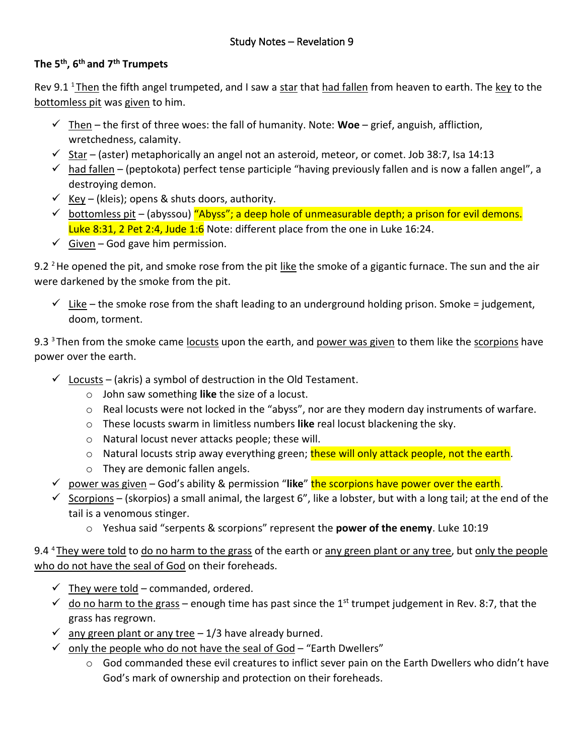# Study Notes – Revelation 9

**The 5th, 6th and 7th Trumpets**

Rev 9.1 [1]Then the fifth angel trumpeted, and I saw a star that had fallen from heaven to earth. The key to the bottomless pit was given to him.

- ✓ Then – the first of three woes: the fall of humanity. Note: **Woe** – grief, anguish, affliction, wretchedness, calamity.
- ✓ Star – (aster) metaphorically an angel not an asteroid, meteor, or comet. Job 38:7, Isa 14:13
- ✓ had fallen – (peptokota) perfect tense participle "having previously fallen and is now a fallen angel", a destroying demon.
- ✓ Key – (kleis); opens & shuts doors, authority.
- ✓ bottomless pit – (abyssou) "Abyss"; a deep hole of unmeasurable depth; a prison for evil demons. Luke 8:31, 2 Pet 2:4, Jude 1:6 Note: different place from the one in Luke 16:24.
- ✓ Given – God gave him permission.

9.2 [2]He opened the pit, and smoke rose from the pit like the smoke of a gigantic furnace. The sun and the air were darkened by the smoke from the pit.

- ✓ Like – the smoke rose from the shaft leading to an underground holding prison. Smoke = judgement, doom, torment.

9.3 [3]Then from the smoke came locusts upon the earth, and power was given to them like the scorpions have power over the earth.

- ✓ Locusts – (akris) a symbol of destruction in the Old Testament.
  - John saw something **like** the size of a locust.
  - Real locusts were not locked in the "abyss", nor are they modern day instruments of warfare.
  - These locusts swarm in limitless numbers **like** real locust blackening the sky.
  - Natural locust never attacks people; these will.
  - Natural locusts strip away everything green; these will only attack people, not the earth.
  - They are demonic fallen angels.
- ✓ power was given – God's ability & permission "**like**" the scorpions have power over the earth.
- ✓ Scorpions – (skorpios) a small animal, the largest 6", like a lobster, but with a long tail; at the end of the tail is a venomous stinger.
  - Yeshua said "serpents & scorpions" represent the **power of the enemy**. Luke 10:19

9.4 [4]They were told to do no harm to the grass of the earth or any green plant or any tree, but only the people who do not have the seal of God on their foreheads.

- ✓ They were told – commanded, ordered.
- ✓ do no harm to the grass – enough time has past since the 1st trumpet judgement in Rev. 8:7, that the grass has regrown.
- ✓ any green plant or any tree – 1/3 have already burned.
- ✓ only the people who do not have the seal of God – "Earth Dwellers"
  - God commanded these evil creatures to inflict sever pain on the Earth Dwellers who didn't have God's mark of ownership and protection on their foreheads.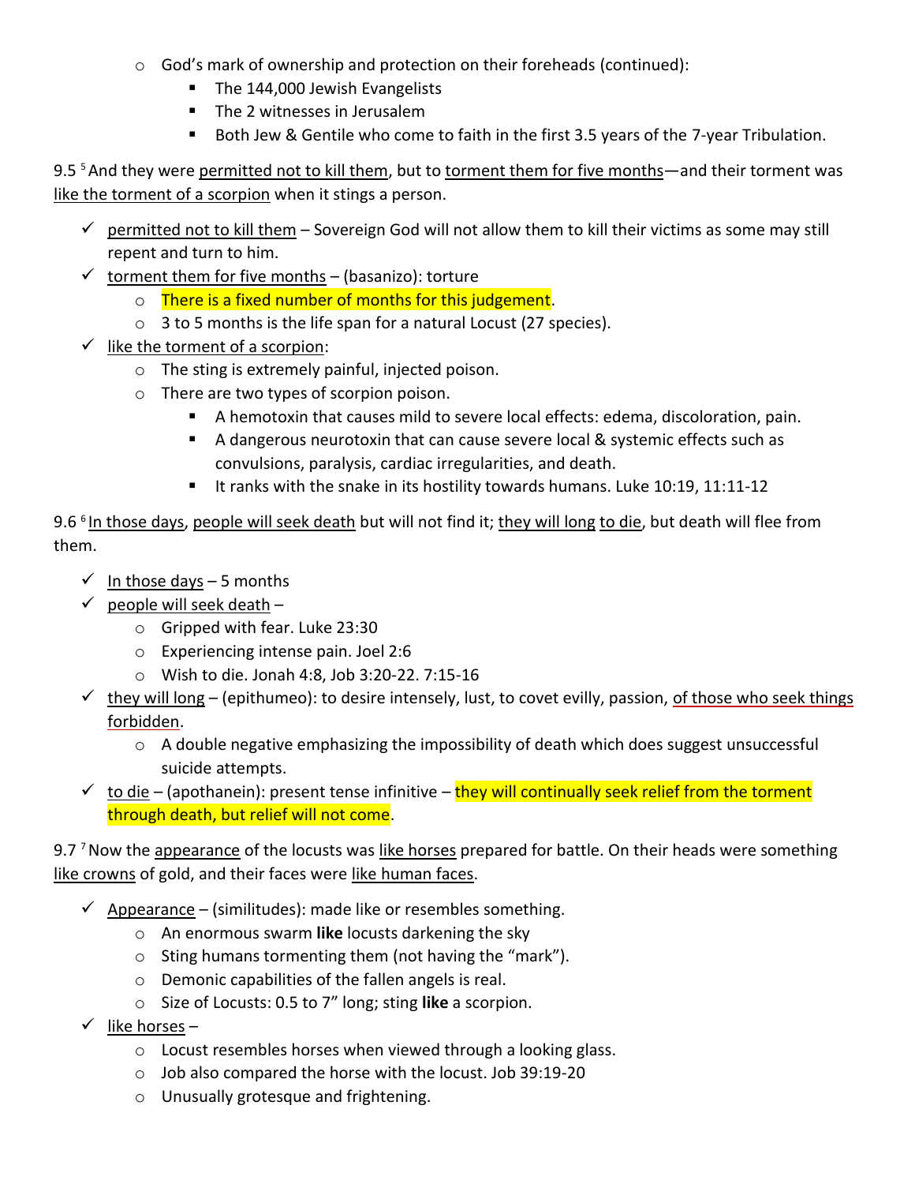- God's mark of ownership and protection on their foreheads (continued):
    - The 144,000 Jewish Evangelists
    - The 2 witnesses in Jerusalem
    - Both Jew & Gentile who come to faith in the first 3.5 years of the 7-year Tribulation.

9.5 [5] And they were <u>permitted not to kill them</u>, but to <u>torment them for five months</u>—and their torment was <u>like the torment of a scorpion</u> when it stings a person.

- ✓ <u>permitted not to kill them</u> – Sovereign God will not allow them to kill their victims as some may still repent and turn to him.
- ✓ <u>torment them for five months</u> – (basanizo): torture
    - There is a fixed number of months for this judgement.
    - 3 to 5 months is the life span for a natural Locust (27 species).
- ✓ <u>like the torment of a scorpion</u>:
    - The sting is extremely painful, injected poison.
    - There are two types of scorpion poison.
        - A hemotoxin that causes mild to severe local effects: edema, discoloration, pain.
        - A dangerous neurotoxin that can cause severe local & systemic effects such as convulsions, paralysis, cardiac irregularities, and death.
        - It ranks with the snake in its hostility towards humans. Luke 10:19, 11:11-12

9.6 [6] <u>In those days</u>, <u>people will seek death</u> but will not find it; <u>they will long</u> <u>to die</u>, but death will flee from them.

- ✓ <u>In those days</u> – 5 months
- ✓ <u>people will seek death</u> –
    - Gripped with fear. Luke 23:30
    - Experiencing intense pain. Joel 2:6
    - Wish to die. Jonah 4:8, Job 3:20-22. 7:15-16
- ✓ <u>they will long</u> – (epithumeo): to desire intensely, lust, to covet evilly, passion, <u>of those who seek things forbidden</u>.
    - A double negative emphasizing the impossibility of death which does suggest unsuccessful suicide attempts.
- ✓ <u>to die</u> – (apothanein): present tense infinitive – they will continually seek relief from the torment through death, but relief will not come.

9.7 [7] Now the <u>appearance</u> of the locusts was <u>like horses</u> prepared for battle. On their heads were something <u>like crowns</u> of gold, and their faces were <u>like human faces</u>.

- ✓ <u>Appearance</u> – (similitudes): made like or resembles something.
    - An enormous swarm **like** locusts darkening the sky
    - Sting humans tormenting them (not having the "mark").
    - Demonic capabilities of the fallen angels is real.
    - Size of Locusts: 0.5 to 7" long; sting **like** a scorpion.
- ✓ <u>like horses</u> –
    - Locust resembles horses when viewed through a looking glass.
    - Job also compared the horse with the locust. Job 39:19-20
    - Unusually grotesque and frightening.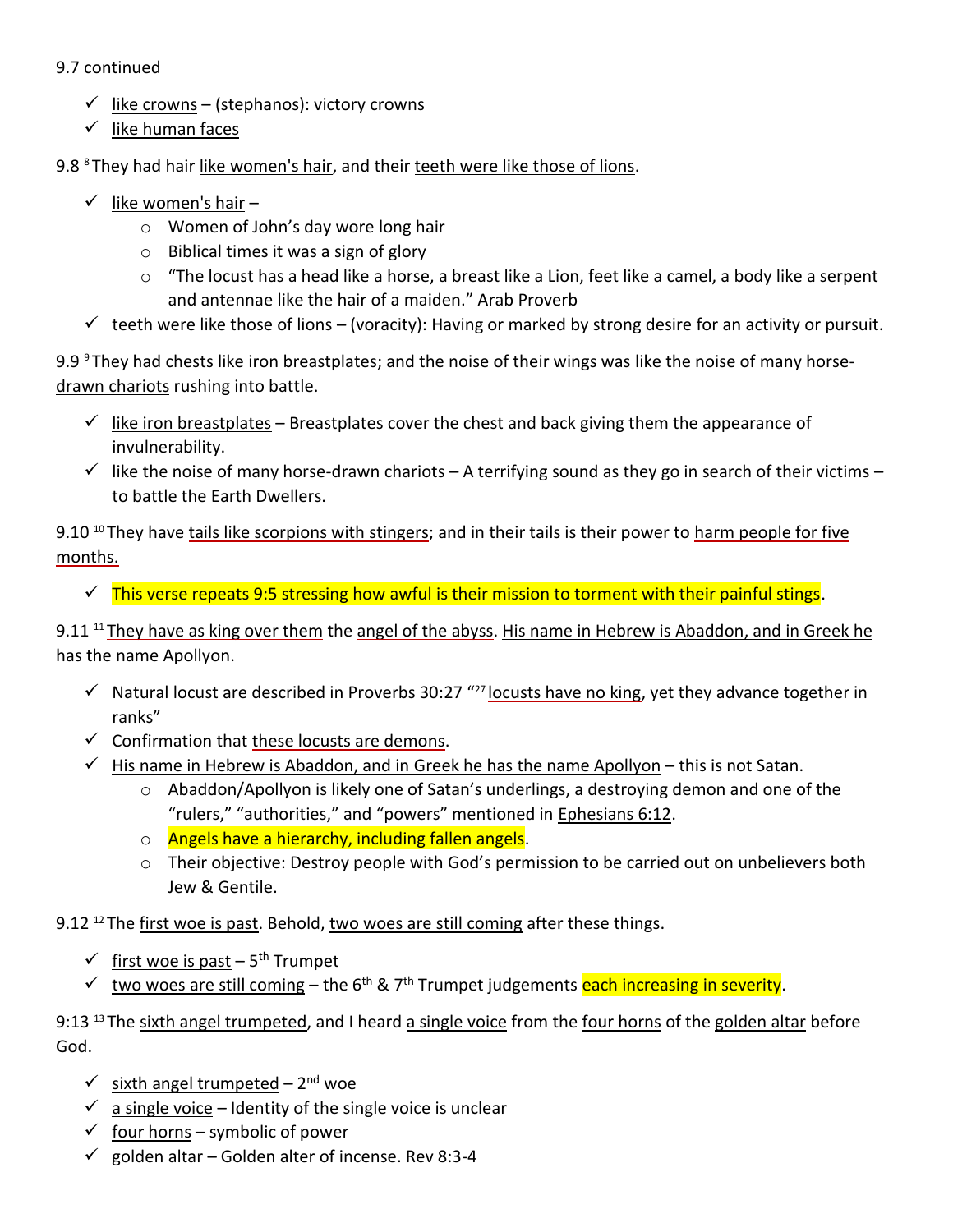9.7 continued

- ✓ like crowns – (stephanos): victory crowns
- ✓ like human faces

9.8 [8] They had hair like women's hair, and their teeth were like those of lions.

- ✓ like women's hair –
  - Women of John's day wore long hair
  - Biblical times it was a sign of glory
  - "The locust has a head like a horse, a breast like a Lion, feet like a camel, a body like a serpent and antennae like the hair of a maiden." Arab Proverb
- ✓ teeth were like those of lions – (voracity): Having or marked by strong desire for an activity or pursuit.

9.9 [9] They had chests like iron breastplates; and the noise of their wings was like the noise of many horse-drawn chariots rushing into battle.

- ✓ like iron breastplates – Breastplates cover the chest and back giving them the appearance of invulnerability.
- ✓ like the noise of many horse-drawn chariots – A terrifying sound as they go in search of their victims – to battle the Earth Dwellers.

9.10 [10] They have tails like scorpions with stingers; and in their tails is their power to harm people for five months.

- ✓ This verse repeats 9:5 stressing how awful is their mission to torment with their painful stings.

9.11 [11] They have as king over them the angel of the abyss. His name in Hebrew is Abaddon, and in Greek he has the name Apollyon.

- ✓ Natural locust are described in Proverbs 30:27 "[27] locusts have no king, yet they advance together in ranks"
- ✓ Confirmation that these locusts are demons.
- ✓ His name in Hebrew is Abaddon, and in Greek he has the name Apollyon – this is not Satan.
  - Abaddon/Apollyon is likely one of Satan's underlings, a destroying demon and one of the "rulers," "authorities," and "powers" mentioned in Ephesians 6:12.
  - Angels have a hierarchy, including fallen angels.
  - Their objective: Destroy people with God's permission to be carried out on unbelievers both Jew & Gentile.

9.12 [12] The first woe is past. Behold, two woes are still coming after these things.

- ✓ first woe is past – 5th Trumpet
- ✓ two woes are still coming – the 6th & 7th Trumpet judgements each increasing in severity.

9:13 [13] The sixth angel trumpeted, and I heard a single voice from the four horns of the golden altar before God.

- ✓ sixth angel trumpeted – 2nd woe
- ✓ a single voice – Identity of the single voice is unclear
- ✓ four horns – symbolic of power
- ✓ golden altar – Golden alter of incense. Rev 8:3-4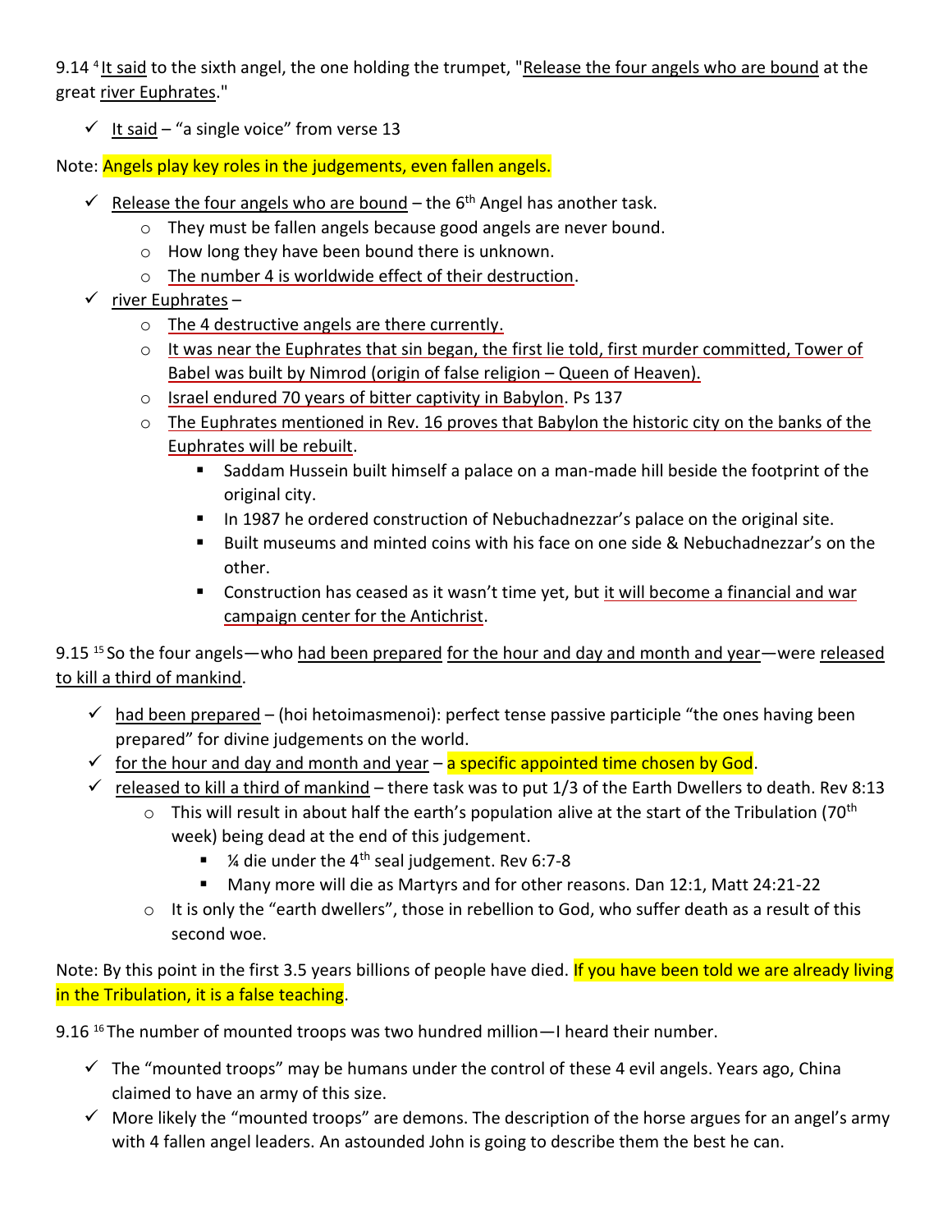9.14 [4] It said to the sixth angel, the one holding the trumpet, "Release the four angels who are bound at the great river Euphrates."

- ✓ It said – "a single voice" from verse 13

Note: Angels play key roles in the judgements, even fallen angels.

- ✓ Release the four angels who are bound – the 6th Angel has another task.
  - They must be fallen angels because good angels are never bound.
  - How long they have been bound there is unknown.
  - The number 4 is worldwide effect of their destruction.
- ✓ river Euphrates –
  - The 4 destructive angels are there currently.
  - It was near the Euphrates that sin began, the first lie told, first murder committed, Tower of Babel was built by Nimrod (origin of false religion – Queen of Heaven).
  - Israel endured 70 years of bitter captivity in Babylon. Ps 137
  - The Euphrates mentioned in Rev. 16 proves that Babylon the historic city on the banks of the Euphrates will be rebuilt.
    - Saddam Hussein built himself a palace on a man-made hill beside the footprint of the original city.
    - In 1987 he ordered construction of Nebuchadnezzar's palace on the original site.
    - Built museums and minted coins with his face on one side & Nebuchadnezzar's on the other.
    - Construction has ceased as it wasn't time yet, but it will become a financial and war campaign center for the Antichrist.

9.15 [15] So the four angels—who had been prepared for the hour and day and month and year—were released to kill a third of mankind.

- ✓ had been prepared – (hoi hetoimasmenoi): perfect tense passive participle "the ones having been prepared" for divine judgements on the world.
- ✓ for the hour and day and month and year – a specific appointed time chosen by God.
- ✓ released to kill a third of mankind – there task was to put 1/3 of the Earth Dwellers to death. Rev 8:13
  - This will result in about half the earth's population alive at the start of the Tribulation (70th week) being dead at the end of this judgement.
    - ¼ die under the 4th seal judgement. Rev 6:7-8
    - Many more will die as Martyrs and for other reasons. Dan 12:1, Matt 24:21-22
  - It is only the "earth dwellers", those in rebellion to God, who suffer death as a result of this second woe.

Note: By this point in the first 3.5 years billions of people have died. If you have been told we are already living in the Tribulation, it is a false teaching.

9.16 [16] The number of mounted troops was two hundred million—I heard their number.

- ✓ The "mounted troops" may be humans under the control of these 4 evil angels. Years ago, China claimed to have an army of this size.
- ✓ More likely the "mounted troops" are demons. The description of the horse argues for an angel's army with 4 fallen angel leaders. An astounded John is going to describe them the best he can.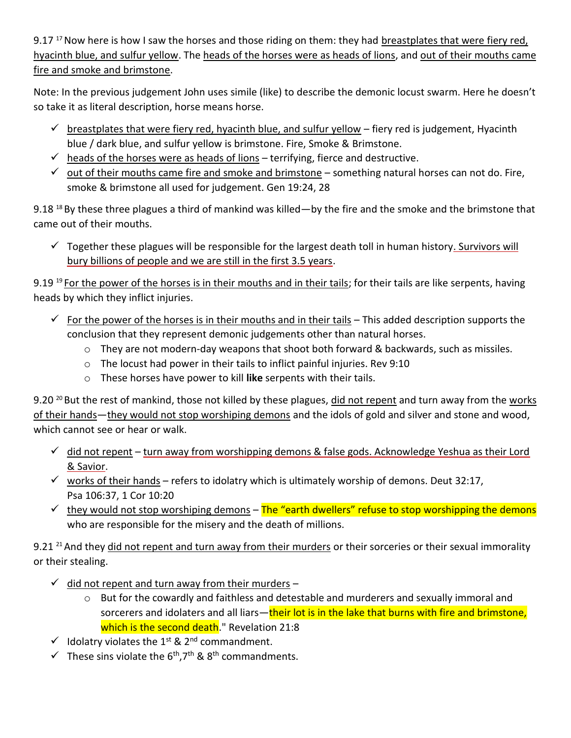9.17 [17] Now here is how I saw the horses and those riding on them: they had breastplates that were fiery red, hyacinth blue, and sulfur yellow. The heads of the horses were as heads of lions, and out of their mouths came fire and smoke and brimstone.

Note: In the previous judgement John uses simile (like) to describe the demonic locust swarm. Here he doesn't so take it as literal description, horse means horse.

- ✓ breastplates that were fiery red, hyacinth blue, and sulfur yellow – fiery red is judgement, Hyacinth blue / dark blue, and sulfur yellow is brimstone. Fire, Smoke & Brimstone.
- ✓ heads of the horses were as heads of lions – terrifying, fierce and destructive.
- ✓ out of their mouths came fire and smoke and brimstone – something natural horses can not do. Fire, smoke & brimstone all used for judgement. Gen 19:24, 28

9.18 [18] By these three plagues a third of mankind was killed—by the fire and the smoke and the brimstone that came out of their mouths.

- ✓ Together these plagues will be responsible for the largest death toll in human history. Survivors will bury billions of people and we are still in the first 3.5 years.

9.19 [19] For the power of the horses is in their mouths and in their tails; for their tails are like serpents, having heads by which they inflict injuries.

- ✓ For the power of the horses is in their mouths and in their tails – This added description supports the conclusion that they represent demonic judgements other than natural horses.
    - They are not modern-day weapons that shoot both forward & backwards, such as missiles.
    - The locust had power in their tails to inflict painful injuries. Rev 9:10
    - These horses have power to kill **like** serpents with their tails.

9.20 [20] But the rest of mankind, those not killed by these plagues, did not repent and turn away from the works of their hands—they would not stop worshiping demons and the idols of gold and silver and stone and wood, which cannot see or hear or walk.

- ✓ did not repent – turn away from worshipping demons & false gods. Acknowledge Yeshua as their Lord & Savior.
- ✓ works of their hands – refers to idolatry which is ultimately worship of demons. Deut 32:17, Psa 106:37, 1 Cor 10:20
- ✓ they would not stop worshiping demons – The "earth dwellers" refuse to stop worshipping the demons who are responsible for the misery and the death of millions.

9.21 [21] And they did not repent and turn away from their murders or their sorceries or their sexual immorality or their stealing.

- ✓ did not repent and turn away from their murders –
    - But for the cowardly and faithless and detestable and murderers and sexually immoral and sorcerers and idolaters and all liars—their lot is in the lake that burns with fire and brimstone, which is the second death." Revelation 21:8
- ✓ Idolatry violates the 1st & 2nd commandment.
- ✓ These sins violate the 6th, 7th & 8th commandments.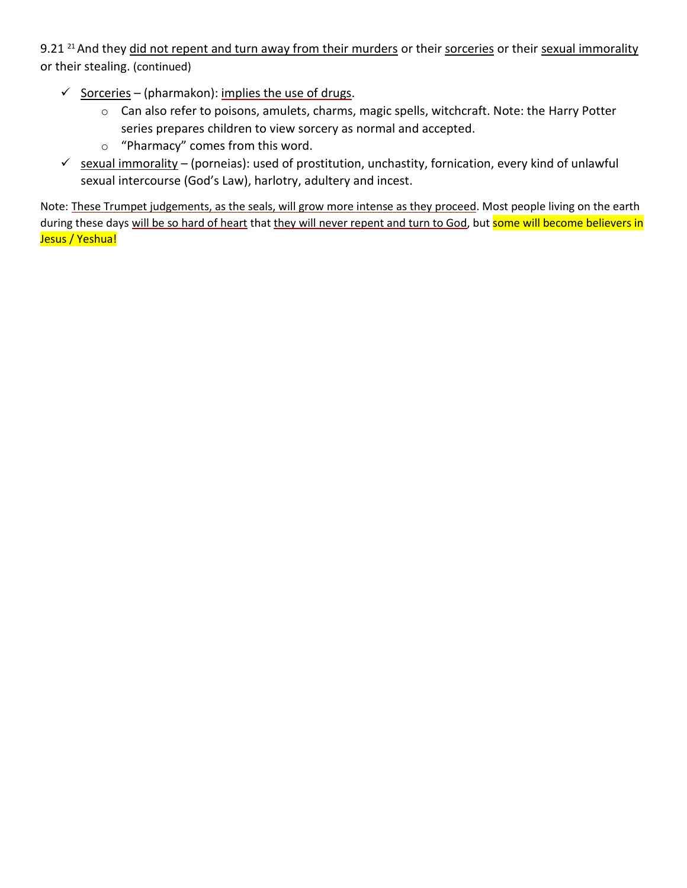9.21 [21] And they did not repent and turn away from their murders or their sorceries or their sexual immorality or their stealing. (continued)

- ✓ Sorceries – (pharmakon): implies the use of drugs.
  - Can also refer to poisons, amulets, charms, magic spells, witchcraft. Note: the Harry Potter series prepares children to view sorcery as normal and accepted.
  - "Pharmacy" comes from this word.
- ✓ sexual immorality – (porneias): used of prostitution, unchastity, fornication, every kind of unlawful sexual intercourse (God's Law), harlotry, adultery and incest.

Note: These Trumpet judgements, as the seals, will grow more intense as they proceed. Most people living on the earth during these days will be so hard of heart that they will never repent and turn to God, but some will become believers in Jesus / Yeshua!